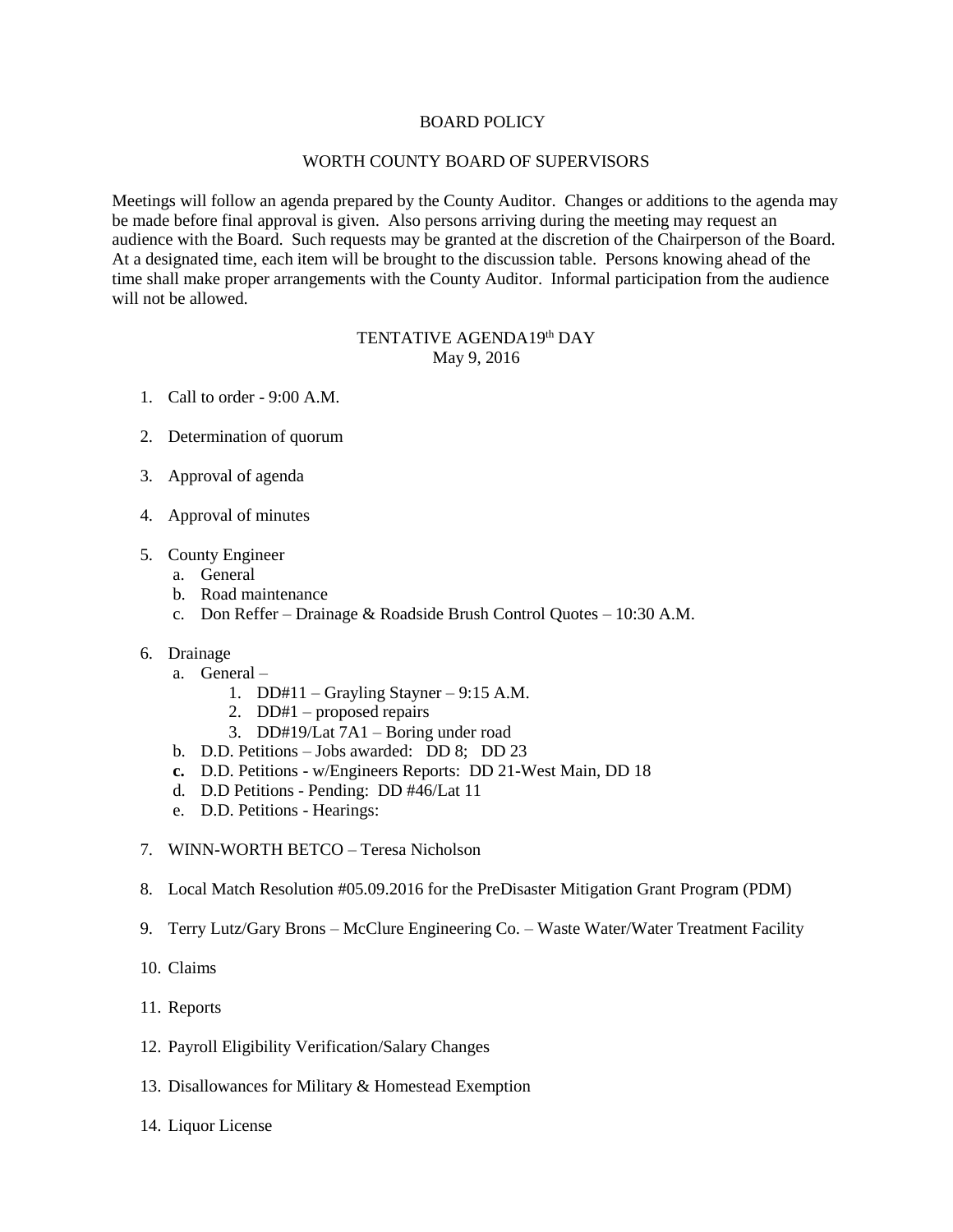# BOARD POLICY

## WORTH COUNTY BOARD OF SUPERVISORS

Meetings will follow an agenda prepared by the County Auditor. Changes or additions to the agenda may be made before final approval is given. Also persons arriving during the meeting may request an audience with the Board. Such requests may be granted at the discretion of the Chairperson of the Board. At a designated time, each item will be brought to the discussion table. Persons knowing ahead of the time shall make proper arrangements with the County Auditor. Informal participation from the audience will not be allowed.

TENTATIVE AGENDA19th DAY
May 9, 2016

1. Call to order - 9:00 A.M.

2. Determination of quorum

3. Approval of agenda

4. Approval of minutes

5. County Engineer
   a. General
   b. Road maintenance
   c. Don Reffer – Drainage & Roadside Brush Control Quotes – 10:30 A.M.

6. Drainage
   a. General –
      1. DD#11 – Grayling Stayner – 9:15 A.M.
      2. DD#1 – proposed repairs
      3. DD#19/Lat 7A1 – Boring under road
   b. D.D. Petitions – Jobs awarded: DD 8; DD 23
   **c.** D.D. Petitions - w/Engineers Reports: DD 21-West Main, DD 18
   d. D.D Petitions - Pending: DD #46/Lat 11
   e. D.D. Petitions - Hearings:

7. WINN-WORTH BETCO – Teresa Nicholson

8. Local Match Resolution #05.09.2016 for the PreDisaster Mitigation Grant Program (PDM)

9. Terry Lutz/Gary Brons – McClure Engineering Co. – Waste Water/Water Treatment Facility

10. Claims

11. Reports

12. Payroll Eligibility Verification/Salary Changes

13. Disallowances for Military & Homestead Exemption

14. Liquor License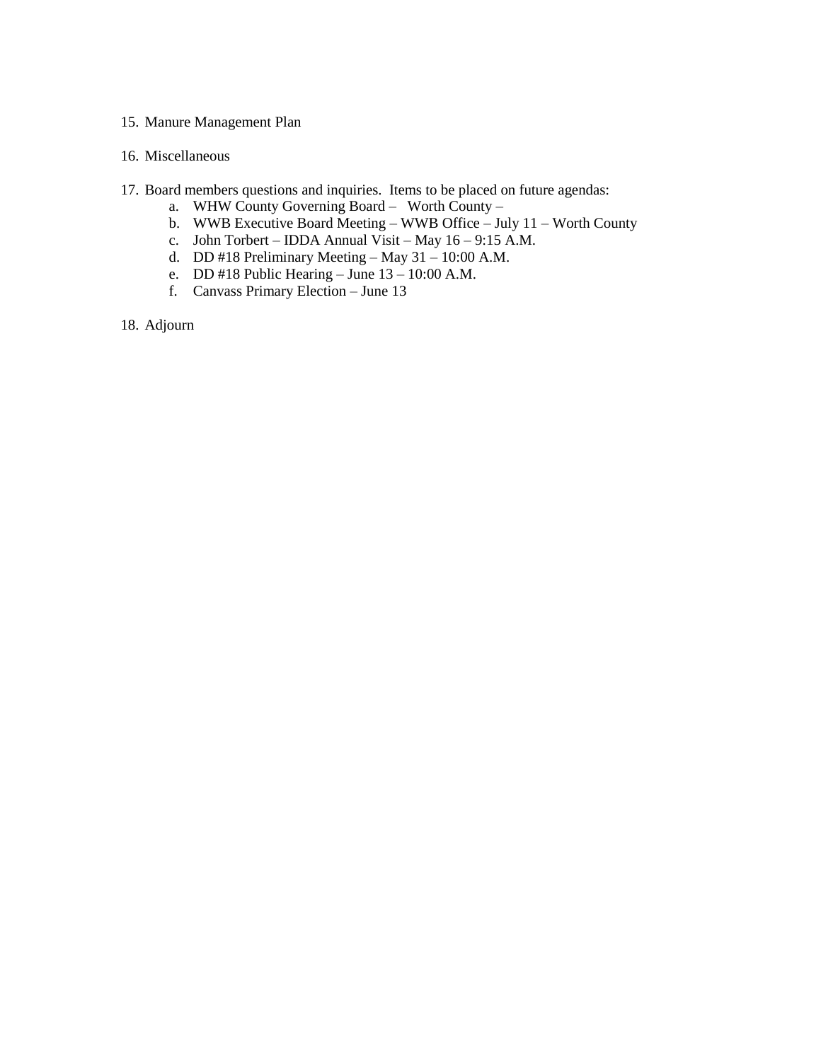15. Manure Management Plan

16. Miscellaneous

17. Board members questions and inquiries. Items to be placed on future agendas:
    a. WHW County Governing Board – Worth County –
    b. WWB Executive Board Meeting – WWB Office – July 11 – Worth County
    c. John Torbert – IDDA Annual Visit – May 16 – 9:15 A.M.
    d. DD #18 Preliminary Meeting – May 31 – 10:00 A.M.
    e. DD #18 Public Hearing – June 13 – 10:00 A.M.
    f. Canvass Primary Election – June 13

18. Adjourn